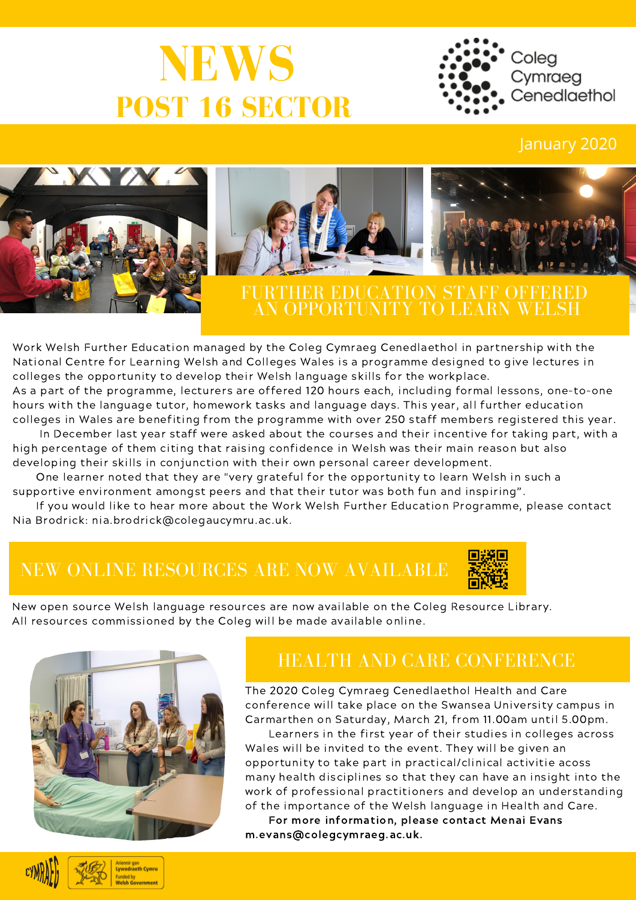# NEWS

## POST 16 SECTOR

Coleg Cymraeg Cenedlaethol

January 2020

## FURTHER EDUCATION STAFF OFFERED AN OPPORTUNITY TO LEARN WELSH

Work Welsh Further Education managed by the Coleg Cymraeg Cenedlaethol in partnership with the National Centre for Learning Welsh and Colleges Wales is a programme designed to give lectures in colleges the opportunity to develop their Welsh language skills for the workplace.

As a part of the programme, lecturers are offered 120 hours each, including formal lessons, one-to-one hours with the language tutor, homework tasks and language days. This year, all further education colleges in Wales are benefiting from the programme with over 250 staff members registered this year.

In December last year staff were asked about the courses and their incentive for taking part, with a high percentage of them citing that raising confidence in Welsh was their main reason but also developing their skills in conjunction with their own personal career development.

One learner noted that they are "very grateful for the opportunity to learn Welsh in such a supportive environment amongst peers and that their tutor was both fun and inspiring".

If you would like to hear more about the Work Welsh Further Education Programme, please contact Nia Brodrick: nia.brodrick@colegaucymru.ac.uk.

## NEW ONLINE RESOURCES ARE NOW AVAILABLE

New open source Welsh language resources are now available on the Coleg Resource Library. All resources commissioned by the Coleg will be made available online.

## HEALTH AND CARE CONFERENCE

The 2020 Coleg Cymraeg Cenedlaethol Health and Care conference will take place on the Swansea University campus in Carmarthen on Saturday, March 21, from 11.00am until 5.00pm.

Learners in the first year of their studies in colleges across Wales will be invited to the event. They will be given an opportunity to take part in practical/clinical activitie acoss many health disciplines so that they can have an insight into the work of professional practitioners and develop an understanding of the importance of the Welsh language in Health and Care.

**For more information, please contact Menai Evans m.evans@colegcymraeg.ac.uk.**

CYMRAEG

Ariennir gan Lywodraeth Cymru
Funded by Welsh Government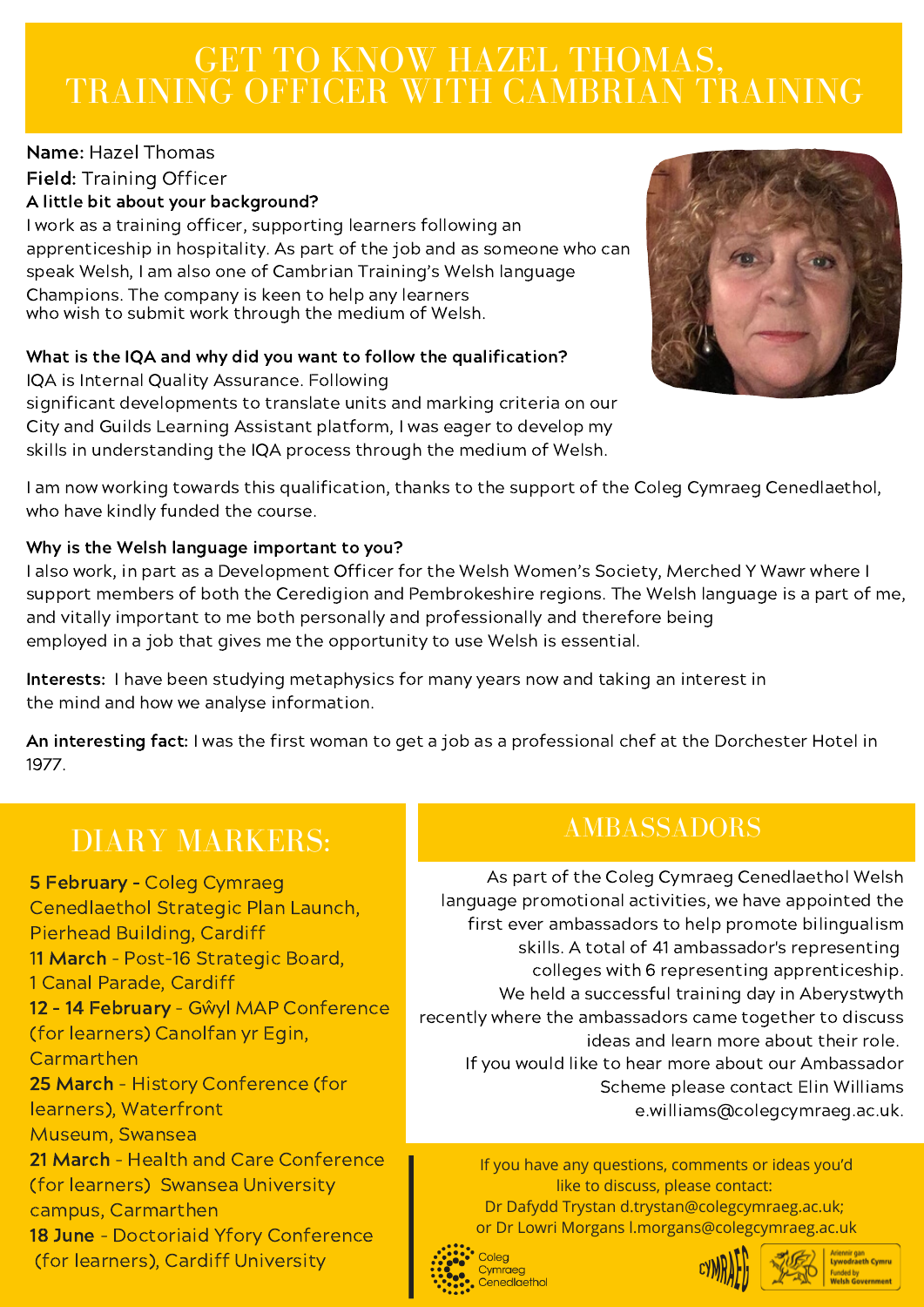# GET TO KNOW HAZEL THOMAS, TRAINING OFFICER WITH CAMBRIAN TRAINING

**Name:** Hazel Thomas

**Field:** Training Officer

**A little bit about your background?**

I work as a training officer, supporting learners following an apprenticeship in hospitality. As part of the job and as someone who can speak Welsh, I am also one of Cambrian Training's Welsh language Champions. The company is keen to help any learners who wish to submit work through the medium of Welsh.

**What is the IQA and why did you want to follow the qualification?**

IQA is Internal Quality Assurance. Following significant developments to translate units and marking criteria on our City and Guilds Learning Assistant platform, I was eager to develop my skills in understanding the IQA process through the medium of Welsh.

I am now working towards this qualification, thanks to the support of the Coleg Cymraeg Cenedlaethol, who have kindly funded the course.

**Why is the Welsh language important to you?**

I also work, in part as a Development Officer for the Welsh Women's Society, Merched Y Wawr where I support members of both the Ceredigion and Pembrokeshire regions. The Welsh language is a part of me, and vitally important to me both personally and professionally and therefore being employed in a job that gives me the opportunity to use Welsh is essential.

**Interests:** I have been studying metaphysics for many years now and taking an interest in the mind and how we analyse information.

**An interesting fact:** I was the first woman to get a job as a professional chef at the Dorchester Hotel in 1977.

## DIARY MARKERS:

**5 February** - Coleg Cymraeg Cenedlaethol Strategic Plan Launch, Pierhead Building, Cardiff

**11 March** - Post-16 Strategic Board, 1 Canal Parade, Cardiff

**12 - 14 February** - Gŵyl MAP Conference (for learners) Canolfan yr Egin, Carmarthen

**25 March** - History Conference (for learners), Waterfront Museum, Swansea

**21 March** - Health and Care Conference (for learners) Swansea University campus, Carmarthen

**18 June** - Doctoriaid Yfory Conference (for learners), Cardiff University

## AMBASSADORS

As part of the Coleg Cymraeg Cenedlaethol Welsh language promotional activities, we have appointed the first ever ambassadors to help promote bilingualism skills. A total of 41 ambassador's representing colleges with 6 representing apprenticeship. We held a successful training day in Aberystwyth recently where the ambassadors came together to discuss ideas and learn more about their role.

If you would like to hear more about our Ambassador Scheme please contact Elin Williams e.williams@colegcymraeg.ac.uk.

If you have any questions, comments or ideas you'd like to discuss, please contact:
Dr Dafydd Trystan d.trystan@colegcymraeg.ac.uk;
or Dr Lowri Morgans l.morgans@colegcymraeg.ac.uk

Coleg Cymraeg Cenedlaethol

CYMRAEG

Ariennir gan Lywodraeth Cymru
Funded by Welsh Government